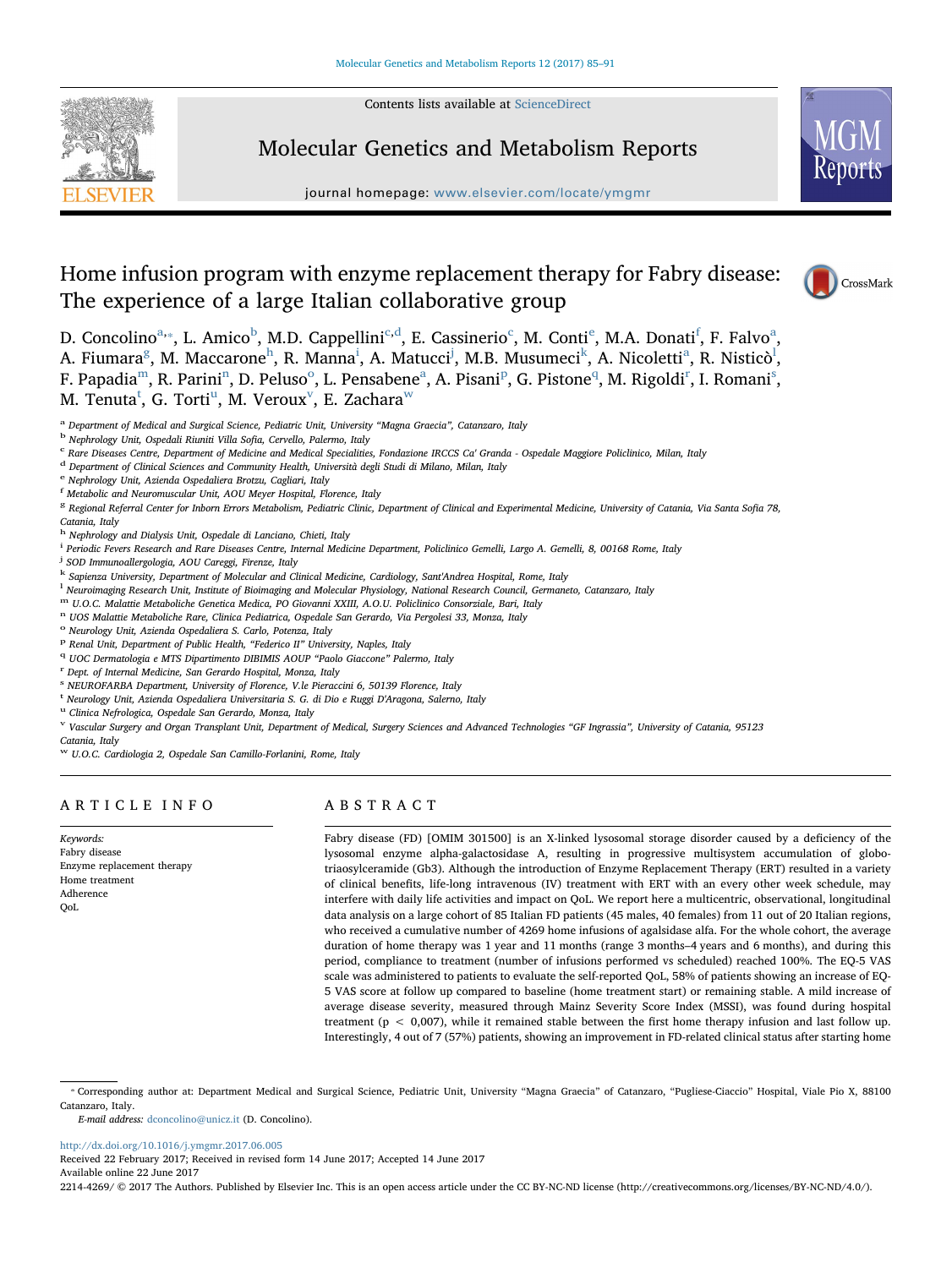# Home infusion program with enzyme replacement therapy for Fabry disease: The experience of a large Italian collaborative group

D. Concolino[a,*], L. Amico[b], M.D. Cappellini[c,d], E. Cassinerio[c], M. Conti[e], M.A. Donati[f], F. Falvo[a], A. Fiumara[g], M. Maccarone[h], R. Manna[i], A. Matucci[j], M.B. Musumeci[k], A. Nicoletti[a], R. Nisticò[l], F. Papadia[m], R. Parini[n], D. Peluso[o], L. Pensabene[a], A. Pisani[p], G. Pistone[q], M. Rigoldi[r], I. Romani[s], M. Tenuta[t], G. Torti[u], M. Veroux[v], E. Zachara[w]

[a] Department of Medical and Surgical Science, Pediatric Unit, University "Magna Graecia", Catanzaro, Italy
[b] Nephrology Unit, Ospedali Riuniti Villa Sofia, Cervello, Palermo, Italy
[c] Rare Diseases Centre, Department of Medicine and Medical Specialities, Fondazione IRCCS Ca' Granda - Ospedale Maggiore Policlinico, Milan, Italy
[d] Department of Clinical Sciences and Community Health, Università degli Studi di Milano, Milan, Italy
[e] Nephrology Unit, Azienda Ospedaliera Brotzu, Cagliari, Italy
[f] Metabolic and Neuromuscular Unit, AOU Meyer Hospital, Florence, Italy
[g] Regional Referral Center for Inborn Errors Metabolism, Pediatric Clinic, Department of Clinical and Experimental Medicine, University of Catania, Via Santa Sofia 78, Catania, Italy
[h] Nephrology and Dialysis Unit, Ospedale di Lanciano, Chieti, Italy
[i] Periodic Fevers Research and Rare Diseases Centre, Internal Medicine Department, Policlinico Gemelli, Largo A. Gemelli, 8, 00168 Rome, Italy
[j] SOD Immunoallergologia, AOU Careggi, Firenze, Italy
[k] Sapienza University, Department of Molecular and Clinical Medicine, Cardiology, Sant'Andrea Hospital, Rome, Italy
[l] Neuroimaging Research Unit, Institute of Bioimaging and Molecular Physiology, National Research Council, Germaneto, Catanzaro, Italy
[m] U.O.C. Malattie Metaboliche Genetica Medica, PO Giovanni XXIII, A.O.U. Policlinico Consorziale, Bari, Italy
[n] UOS Malattie Metaboliche Rare, Clinica Pediatrica, Ospedale San Gerardo, Via Pergolesi 33, Monza, Italy
[o] Neurology Unit, Azienda Ospedaliera S. Carlo, Potenza, Italy
[p] Renal Unit, Department of Public Health, "Federico II" University, Naples, Italy
[q] UOC Dermatologia e MTS Dipartimento DIBIMIS AOUP "Paolo Giaccone" Palermo, Italy
[r] Dept. of Internal Medicine, San Gerardo Hospital, Monza, Italy
[s] NEUROFARBA Department, University of Florence, V.le Pieraccini 6, 50139 Florence, Italy
[t] Neurology Unit, Azienda Ospedaliera Universitaria S. G. di Dio e Ruggi D'Aragona, Salerno, Italy
[u] Clinica Nefrologica, Ospedale San Gerardo, Monza, Italy
[v] Vascular Surgery and Organ Transplant Unit, Department of Medical, Surgery Sciences and Advanced Technologies "GF Ingrassia", University of Catania, 95123 Catania, Italy
[w] U.O.C. Cardiologia 2, Ospedale San Camillo-Forlanini, Rome, Italy

## ARTICLE INFO

*Keywords:*
Fabry disease
Enzyme replacement therapy
Home treatment
Adherence
QoL

## ABSTRACT

Fabry disease (FD) [OMIM 301500] is an X-linked lysosomal storage disorder caused by a deficiency of the lysosomal enzyme alpha-galactosidase A, resulting in progressive multisystem accumulation of globotriaosylceramide (Gb3). Although the introduction of Enzyme Replacement Therapy (ERT) resulted in a variety of clinical benefits, life-long intravenous (IV) treatment with ERT with an every other week schedule, may interfere with daily life activities and impact on QoL. We report here a multicentric, observational, longitudinal data analysis on a large cohort of 85 Italian FD patients (45 males, 40 females) from 11 out of 20 Italian regions, who received a cumulative number of 4269 home infusions of agalsidase alfa. For the whole cohort, the average duration of home therapy was 1 year and 11 months (range 3 months–4 years and 6 months), and during this period, compliance to treatment (number of infusions performed vs scheduled) reached 100%. The EQ-5 VAS scale was administered to patients to evaluate the self-reported QoL, 58% of patients showing an increase of EQ-5 VAS score at follow up compared to baseline (home treatment start) or remaining stable. A mild increase of average disease severity, measured through Mainz Severity Score Index (MSSI), was found during hospital treatment ($p < 0,007$), while it remained stable between the first home therapy infusion and last follow up. Interestingly, 4 out of 7 (57%) patients, showing an improvement in FD-related clinical status after starting home

---

* Corresponding author at: Department Medical and Surgical Science, Pediatric Unit, University "Magna Graecia" of Catanzaro, "Pugliese-Ciaccio" Hospital, Viale Pio X, 88100 Catanzaro, Italy.
*E-mail address:* dconcolino@unicz.it (D. Concolino).

http://dx.doi.org/10.1016/j.ymgmr.2017.06.005
Received 22 February 2017; Received in revised form 14 June 2017; Accepted 14 June 2017
Available online 22 June 2017
2214-4269/ © 2017 The Authors. Published by Elsevier Inc. This is an open access article under the CC BY-NC-ND license (http://creativecommons.org/licenses/BY-NC-ND/4.0/).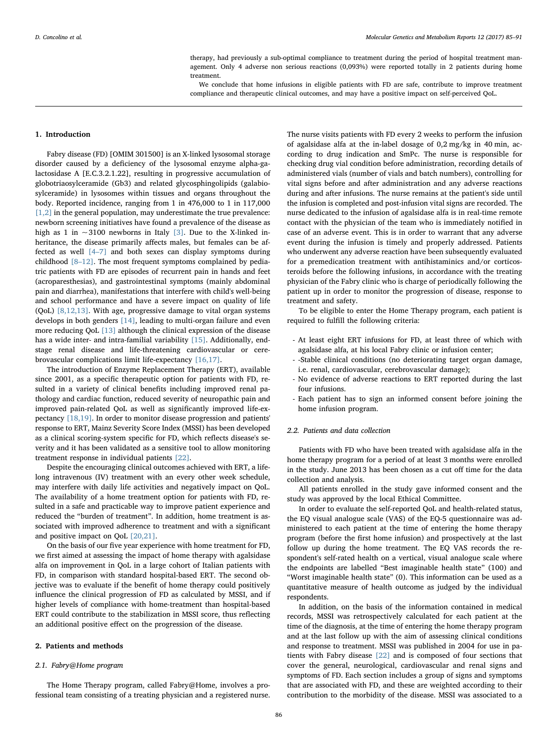therapy, had previously a sub-optimal compliance to treatment during the period of hospital treatment management. Only 4 adverse non serious reactions (0,093%) were reported totally in 2 patients during home treatment.

We conclude that home infusions in eligible patients with FD are safe, contribute to improve treatment compliance and therapeutic clinical outcomes, and may have a positive impact on self-perceived QoL.

## 1. Introduction

Fabry disease (FD) [OMIM 301500] is an X-linked lysosomal storage disorder caused by a deficiency of the lysosomal enzyme alpha-galactosidase A [E.C.3.2.1.22], resulting in progressive accumulation of globotriaosylceramide (Gb3) and related glycosphingolipids (galabiosylceramide) in lysosomes within tissues and organs throughout the body. Reported incidence, ranging from 1 in 476,000 to 1 in 117,000 [1,2] in the general population, may underestimate the true prevalence: newborn screening initiatives have found a prevalence of the disease as high as 1 in ~3100 newborns in Italy [3]. Due to the X-linked inheritance, the disease primarily affects males, but females can be affected as well [4–7] and both sexes can display symptoms during childhood [8–12]. The most frequent symptoms complained by pediatric patients with FD are episodes of recurrent pain in hands and feet (acroparesthesias), and gastrointestinal symptoms (mainly abdominal pain and diarrhea), manifestations that interfere with child's well-being and school performance and have a severe impact on quality of life (QoL) [8,12,13]. With age, progressive damage to vital organ systems develops in both genders [14], leading to multi-organ failure and even more reducing QoL [13] although the clinical expression of the disease has a wide inter- and intra-familial variability [15]. Additionally, end-stage renal disease and life-threatening cardiovascular or cerebrovascular complications limit life-expectancy [16,17].

The introduction of Enzyme Replacement Therapy (ERT), available since 2001, as a specific therapeutic option for patients with FD, resulted in a variety of clinical benefits including improved renal pathology and cardiac function, reduced severity of neuropathic pain and improved pain-related QoL as well as significantly improved life-expectancy [18,19]. In order to monitor disease progression and patients' response to ERT, Mainz Severity Score Index (MSSI) has been developed as a clinical scoring-system specific for FD, which reflects disease's severity and it has been validated as a sensitive tool to allow monitoring treatment response in individual patients [22].

Despite the encouraging clinical outcomes achieved with ERT, a life-long intravenous (IV) treatment with an every other week schedule, may interfere with daily life activities and negatively impact on QoL. The availability of a home treatment option for patients with FD, resulted in a safe and practicable way to improve patient experience and reduced the "burden of treatment". In addition, home treatment is associated with improved adherence to treatment and with a significant and positive impact on QoL [20,21].

On the basis of our five year experience with home treatment for FD, we first aimed at assessing the impact of home therapy with agalsidase alfa on improvement in QoL in a large cohort of Italian patients with FD, in comparison with standard hospital-based ERT. The second objective was to evaluate if the benefit of home therapy could positively influence the clinical progression of FD as calculated by MSSI, and if higher levels of compliance with home-treatment than hospital-based ERT could contribute to the stabilization in MSSI score, thus reflecting an additional positive effect on the progression of the disease.

## 2. Patients and methods

### 2.1. Fabry@Home program

The Home Therapy program, called Fabry@Home, involves a professional team consisting of a treating physician and a registered nurse. The nurse visits patients with FD every 2 weeks to perform the infusion of agalsidase alfa at the in-label dosage of 0,2 mg/kg in 40 min, according to drug indication and SmPc. The nurse is responsible for checking drug vial condition before administration, recording details of administered vials (number of vials and batch numbers), controlling for vital signs before and after administration and any adverse reactions during and after infusions. The nurse remains at the patient's side until the infusion is completed and post-infusion vital signs are recorded. The nurse dedicated to the infusion of agalsidase alfa is in real-time remote contact with the physician of the team who is immediately notified in case of an adverse event. This is in order to warrant that any adverse event during the infusion is timely and properly addressed. Patients who underwent any adverse reaction have been subsequently evaluated for a premedication treatment with antihistaminics and/or corticosteroids before the following infusions, in accordance with the treating physician of the Fabry clinic who is charge of periodically following the patient up in order to monitor the progression of disease, response to treatment and safety.

To be eligible to enter the Home Therapy program, each patient is required to fulfill the following criteria:

- At least eight ERT infusions for FD, at least three of which with agalsidase alfa, at his local Fabry clinic or infusion center;
- -Stable clinical conditions (no deteriorating target organ damage, i.e. renal, cardiovascular, cerebrovascular damage);
- No evidence of adverse reactions to ERT reported during the last four infusions.
- Each patient has to sign an informed consent before joining the home infusion program.

### 2.2. Patients and data collection

Patients with FD who have been treated with agalsidase alfa in the home therapy program for a period of at least 3 months were enrolled in the study. June 2013 has been chosen as a cut off time for the data collection and analysis.

All patients enrolled in the study gave informed consent and the study was approved by the local Ethical Committee.

In order to evaluate the self-reported QoL and health-related status, the EQ visual analogue scale (VAS) of the EQ-5 questionnaire was administered to each patient at the time of entering the home therapy program (before the first home infusion) and prospectively at the last follow up during the home treatment. The EQ VAS records the respondent's self-rated health on a vertical, visual analogue scale where the endpoints are labelled "Best imaginable health state" (100) and "Worst imaginable health state" (0). This information can be used as a quantitative measure of health outcome as judged by the individual respondents.

In addition, on the basis of the information contained in medical records, MSSI was retrospectively calculated for each patient at the time of the diagnosis, at the time of entering the home therapy program and at the last follow up with the aim of assessing clinical conditions and response to treatment. MSSI was published in 2004 for use in patients with Fabry disease [22] and is composed of four sections that cover the general, neurological, cardiovascular and renal signs and symptoms of FD. Each section includes a group of signs and symptoms that are associated with FD, and these are weighted according to their contribution to the morbidity of the disease. MSSI was associated to a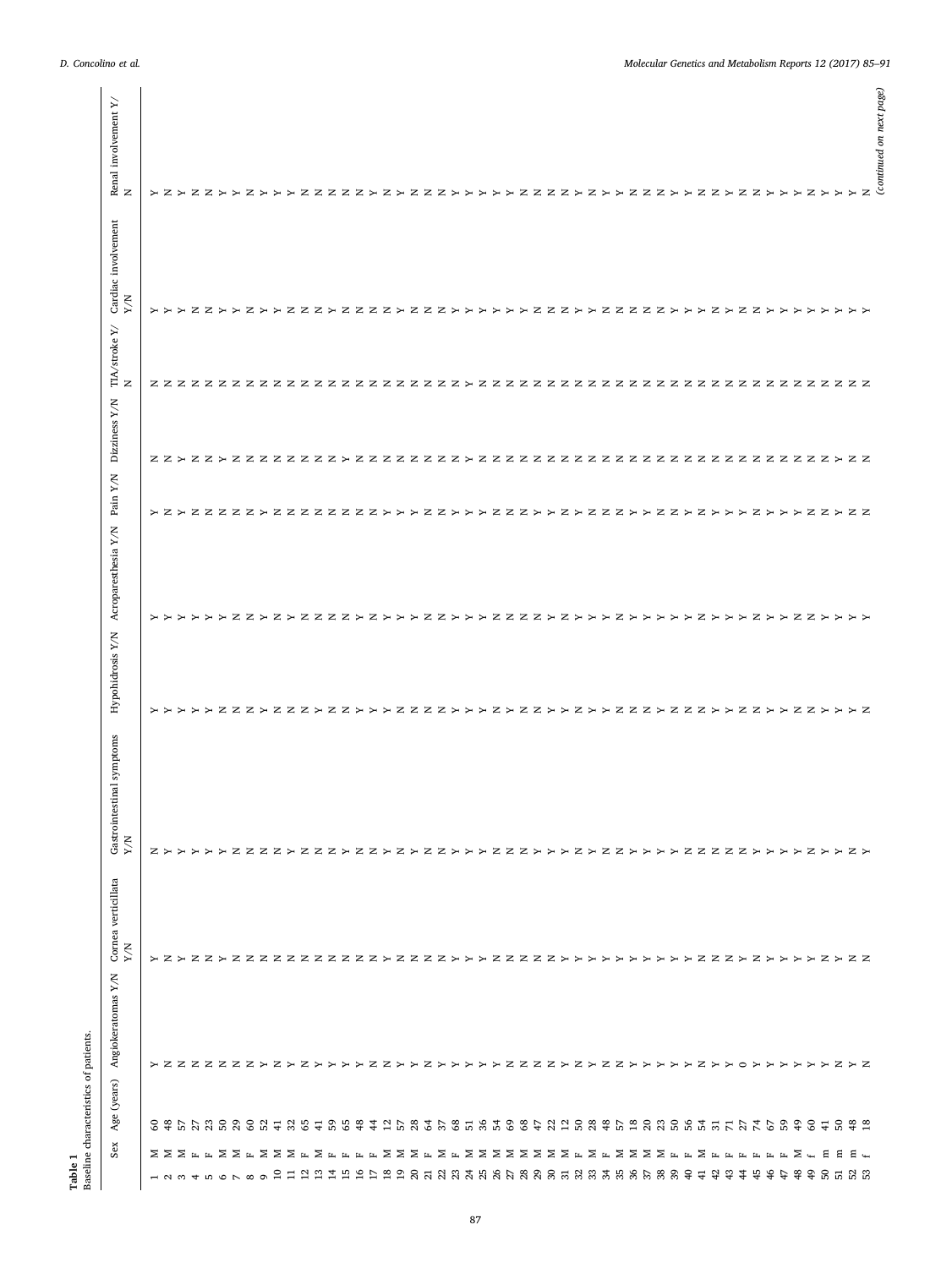**Table 1**
Baseline characteristics of patients.

| | Sex | Age (years) | Angiokeratomas Y/N | Cornea verticillata Y/N | Gastrointestinal symptoms Y/N | Hypohidrosis Y/N | Acroparesthesia Y/N | Pain Y/N | Dizziness Y/N | TIA/stroke Y/N | Cardiac involvement Y/N | Renal involvement Y/N |
|---|---|---|---|---|---|---|---|---|---|---|---|---|
| 1 | M | 60 | Y | Y | N | Y | Y | Y | N | N | Y | Y |
| 2 | M | 48 | N | N | Y | Y | Y | N | N | N | Y | N |
| 3 | M | 57 | N | Y | Y | Y | Y | Y | Y | N | Y | Y |
| 4 | F | 27 | N | N | Y | Y | Y | N | N | N | N | N |
| 5 | F | 23 | N | N | Y | Y | Y | N | N | N | N | N |
| 6 | M | 50 | N | Y | Y | Y | Y | N | Y | N | Y | Y |
| 7 | M | 29 | N | N | N | N | N | N | N | N | Y | Y |
| 8 | F | 60 | N | N | N | N | N | N | N | N | N | N |
| 9 | M | 52 | Y | N | N | Y | Y | Y | N | N | Y | Y |
| 10 | M | 41 | N | N | N | N | N | N | N | N | Y | Y |
| 11 | M | 32 | Y | N | Y | N | Y | N | N | N | N | Y |
| 12 | F | 65 | N | N | N | N | N | N | N | N | N | N |
| 13 | M | 41 | Y | N | N | Y | N | N | N | N | N | N |
| 14 | F | 59 | Y | N | N | N | N | N | N | N | Y | N |
| 15 | F | 65 | Y | N | Y | N | N | N | Y | N | N | N |
| 16 | F | 48 | Y | N | N | Y | Y | N | N | N | N | N |
| 17 | F | 44 | N | N | N | Y | N | N | N | N | N | Y |
| 18 | M | 12 | N | Y | Y | Y | Y | Y | N | N | N | N |
| 19 | M | 57 | Y | N | N | Y | Y | Y | N | N | Y | Y |
| 20 | M | 28 | Y | N | Y | N | Y | Y | N | N | N | N |
| 21 | F | 64 | N | N | N | N | N | N | N | N | N | N |
| 22 | M | 37 | Y | N | N | N | N | N | N | N | N | N |
| 23 | F | 68 | Y | Y | Y | Y | Y | Y | Y | N | Y | Y |
| 24 | M | 51 | Y | Y | Y | Y | Y | Y | N | Y | Y | Y |
| 25 | M | 36 | Y | Y | Y | Y | Y | Y | N | N | Y | Y |
| 26 | M | 54 | Y | N | N | N | N | N | N | N | Y | Y |
| 27 | M | 69 | N | N | N | Y | N | N | N | N | N | Y |
| 28 | M | 68 | N | N | N | N | N | N | N | N | Y | N |
| 29 | M | 47 | N | N | Y | N | N | Y | N | N | N | N |
| 30 | M | 22 | N | N | Y | Y | Y | Y | N | N | N | N |
| 31 | M | 12 | Y | Y | Y | Y | N | N | N | N | N | N |
| 32 | F | 50 | N | Y | N | N | Y | Y | N | N | Y | Y |
| 33 | M | 28 | Y | Y | Y | Y | Y | N | N | N | Y | N |
| 34 | F | 48 | N | Y | N | Y | Y | N | N | N | N | Y |
| 35 | M | 57 | N | Y | Y | N | Y | Y | N | N | N | Y |
| 36 | M | 18 | Y | Y | Y | N | Y | Y | N | N | N | N |
| 37 | M | 20 | Y | Y | Y | N | Y | Y | N | N | N | N |
| 38 | M | 23 | Y | Y | Y | Y | Y | N | N | N | N | N |
| 39 | F | 50 | Y | Y | Y | N | Y | N | N | N | Y | Y |
| 40 | F | 56 | Y | Y | N | N | Y | Y | N | N | Y | Y |
| 41 | M | 54 | Y | N | N | N | N | N | N | N | Y | N |
| 42 | F | 31 | N | N | N | Y | Y | Y | N | N | N | N |
| 43 | F | 71 | Y | N | N | Y | Y | Y | N | N | Y | Y |
| 44 | F | 27 | Y | Y | N | N | Y | Y | N | N | N | Y |
| 45 | F | 74 | O | N | Y | N | N | N | N | N | N | N |
| 46 | F | 67 | Y | Y | Y | Y | Y | Y | N | N | Y | Y |
| 47 | F | 59 | Y | Y | Y | Y | Y | Y | N | N | Y | Y |
| 48 | M | 49 | Y | Y | Y | N | N | Y | N | N | Y | Y |
| 49 | f | 60 | Y | Y | N | N | N | N | N | N | Y | N |
| 50 | m | 41 | Y | N | Y | Y | Y | N | N | N | Y | Y |
| 51 | m | 50 | N | Y | Y | Y | Y | Y | Y | N | Y | Y |
| 52 | m | 48 | Y | N | N | Y | Y | N | N | N | Y | Y |
| 53 | f | 18 | N | N | Y | N | Y | N | N | N | Y | N |

(continued on next page)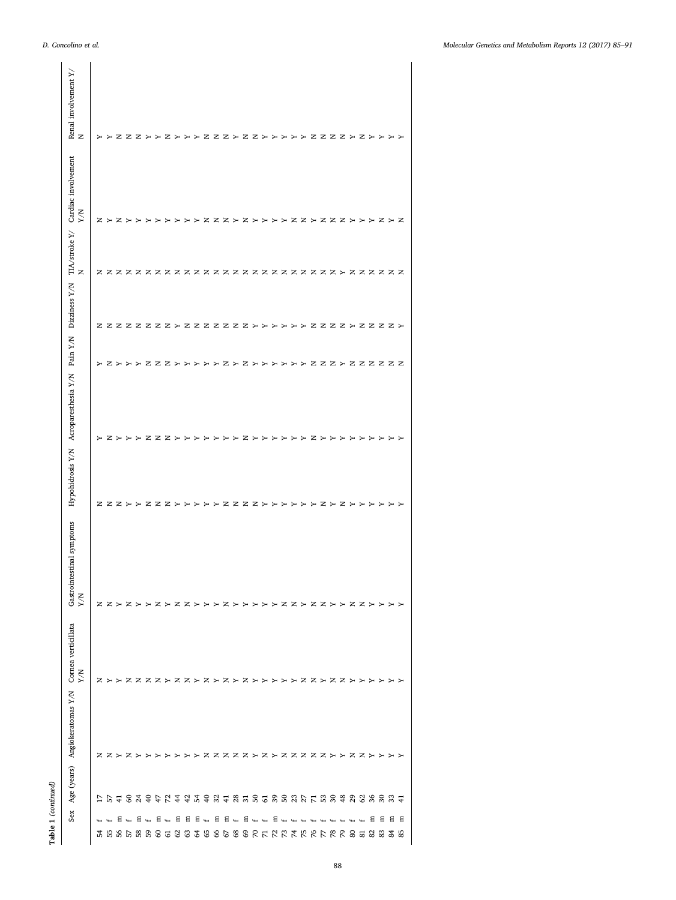**Table 1** (*continued*)

| | Sex | Age (years) | Angiokeratomas Y/N | Cornea verticillata Y/N | Gastrointestinal symptoms Y/N | Hypohidrosis Y/N | Acroparesthesia Y/N | Pain Y/N | Dizziness Y/N | TIA/stroke Y/N | Cardiac involvement Y/N | Renal involvement Y/N |
|---|---|---|---|---|---|---|---|---|---|---|---|---|
| 54 | f | 17 | N | N | N | N | Y | Y | N | N | N | Y |
| 55 | f | 57 | N | Y | N | N | N | N | N | N | Y | Y |
| 56 | m | 41 | Y | Y | Y | N | Y | Y | N | N | N | N |
| 57 | f | 60 | N | N | N | Y | Y | Y | N | N | Y | N |
| 58 | m | 24 | Y | N | Y | Y | Y | Y | N | N | Y | N |
| 59 | f | 40 | Y | N | Y | Y | Y | Y | N | N | Y | Y |
| 60 | m | 47 | Y | N | N | N | N | N | N | N | Y | Y |
| 61 | f | 72 | Y | Y | Y | N | N | N | N | N | Y | N |
| 62 | m | 44 | Y | N | N | N | Y | Y | Y | N | Y | Y |
| 63 | m | 42 | Y | N | N | Y | Y | Y | N | N | Y | Y |
| 64 | m | 54 | Y | Y | Y | Y | Y | Y | N | N | Y | Y |
| 65 | f | 40 | N | N | Y | Y | Y | Y | N | N | N | N |
| 66 | m | 32 | N | Y | Y | Y | Y | Y | N | N | N | N |
| 67 | m | 41 | N | N | N | N | Y | N | N | N | N | N |
| 68 | f | 28 | N | Y | Y | N | Y | Y | N | N | Y | Y |
| 69 | m | 31 | N | N | Y | N | N | N | N | N | N | N |
| 70 | f | 50 | Y | Y | Y | N | Y | Y | Y | N | Y | N |
| 71 | f | 61 | N | Y | Y | Y | Y | Y | Y | N | Y | Y |
| 72 | m | 39 | Y | Y | Y | Y | Y | Y | Y | N | Y | Y |
| 73 | f | 50 | N | Y | N | Y | Y | Y | Y | N | Y | Y |
| 74 | f | 23 | N | Y | N | Y | Y | Y | Y | N | N | Y |
| 75 | f | 27 | N | N | Y | Y | Y | Y | Y | N | N | Y |
| 76 | f | 71 | N | N | N | Y | N | N | N | N | Y | Y |
| 77 | f | 53 | N | Y | N | N | Y | N | N | N | Y | N |
| 78 | f | 30 | Y | N | Y | Y | Y | N | N | N | N | N |
| 79 | f | 48 | Y | N | Y | N | Y | Y | N | Y | N | N |
| 80 | f | 29 | N | Y | N | Y | Y | N | Y | N | Y | Y |
| 81 | f | 62 | N | Y | N | Y | Y | N | N | N | Y | N |
| 82 | m | 36 | Y | Y | Y | Y | Y | N | N | N | Y | Y |
| 83 | m | 30 | Y | Y | Y | Y | Y | N | N | N | N | Y |
| 84 | m | 33 | Y | Y | Y | Y | Y | N | N | N | Y | Y |
| 85 | m | 41 | Y | Y | Y | Y | Y | N | Y | N | N | Y |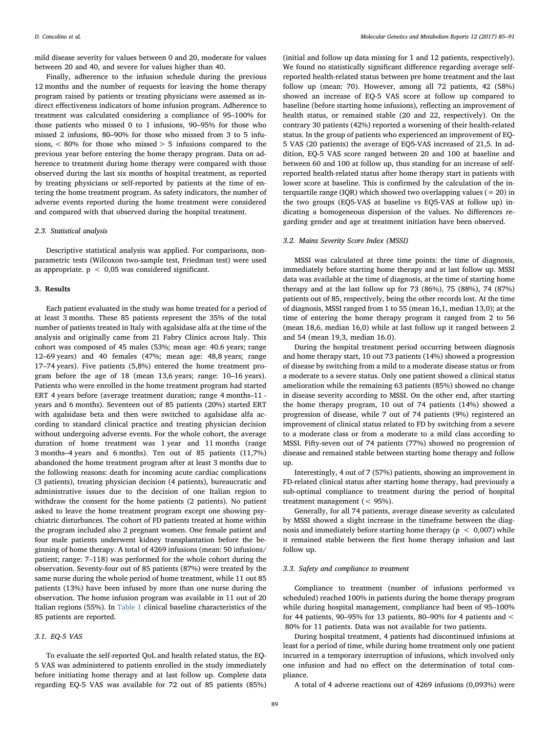mild disease severity for values between 0 and 20, moderate for values between 20 and 40, and severe for values higher than 40.

Finally, adherence to the infusion schedule during the previous 12 months and the number of requests for leaving the home therapy program raised by patients or treating physicians were assessed as indirect effectiveness indicators of home infusion program. Adherence to treatment was calculated considering a compliance of 95–100% for those patients who missed 0 to 1 infusions, 90–95% for those who missed 2 infusions, 80–90% for those who missed from 3 to 5 infusions, < 80% for those who missed > 5 infusions compared to the previous year before entering the home therapy program. Data on adherence to treatment during home therapy were compared with those observed during the last six months of hospital treatment, as reported by treating physicians or self-reported by patients at the time of entering the home treatment program. As safety indicators, the number of adverse events reported during the home treatment were considered and compared with that observed during the hospital treatment.

### 2.3. Statistical analysis

Descriptive statistical analysis was applied. For comparisons, nonparametric tests (Wilcoxon two-sample test, Friedman test) were used as appropriate. $p < 0,05$ was considered significant.

## 3. Results

Each patient evaluated in the study was home treated for a period of at least 3 months. These 85 patients represent the 35% of the total number of patients treated in Italy with agalsidase alfa at the time of the analysis and originally came from 21 Fabry Clinics across Italy. This cohort was composed of 45 males (53%; mean age: 40.6 years; range 12–69 years) and 40 females (47%; mean age: 48,8 years; range 17–74 years). Five patients (5,8%) entered the home treatment program before the age of 18 (mean 13,6 years; range: 10–16 years). Patients who were enrolled in the home treatment program had started ERT 4 years before (average treatment duration; range 4 months–11 - years and 6 months). Seventeen out of 85 patients (20%) started ERT with agalsidase beta and then were switched to agalsidase alfa according to standard clinical practice and treating physician decision without undergoing adverse events. For the whole cohort, the average duration of home treatment was 1 year and 11 months (range 3 months–4 years and 6 months). Ten out of 85 patients (11,7%) abandoned the home treatment program after at least 3 months due to the following reasons: death for incoming acute cardiac complications (3 patients), treating physician decision (4 patients), bureaucratic and administrative issues due to the decision of one Italian region to withdraw the consent for the home patients (2 patients). No patient asked to leave the home treatment program except one showing psychiatric disturbances. The cohort of FD patients treated at home within the program included also 2 pregnant women. One female patient and four male patients underwent kidney transplantation before the beginning of home therapy. A total of 4269 infusions (mean: 50 infusions/patient; range: 7–118) was performed for the whole cohort during the observation. Seventy-four out of 85 patients (87%) were treated by the same nurse during the whole period of home treatment, while 11 out 85 patients (13%) have been infused by more than one nurse during the observation. The home infusion program was available in 11 out of 20 Italian regions (55%). In Table 1 clinical baseline characteristics of the 85 patients are reported.

### 3.1. EQ-5 VAS

To evaluate the self-reported QoL and health related status, the EQ-5 VAS was administered to patients enrolled in the study immediately before initiating home therapy and at last follow up. Complete data regarding EQ-5 VAS was available for 72 out of 85 patients (85%) (initial and follow up data missing for 1 and 12 patients, respectively). We found no statistically significant difference regarding average self-reported health-related status between pre home treatment and the last follow up (mean: 70). However, among all 72 patients, 42 (58%) showed an increase of EQ-5 VAS score at follow up compared to baseline (before starting home infusions), reflecting an improvement of health status, or remained stable (20 and 22, respectively). On the contrary 30 patients (42%) reported a worsening of their health-related status. In the group of patients who experienced an improvement of EQ-5 VAS (20 patients) the average of EQ5-VAS increased of 21,5. In addition, EQ-5 VAS score ranged between 20 and 100 at baseline and between 60 and 100 at follow up, thus standing for an increase of self-reported health-related status after home therapy start in patients with lower score at baseline. This is confirmed by the calculation of the interquartile range (IQR) which showed two overlapping values (= 20) in the two groups (EQ5-VAS at baseline vs EQ5-VAS at follow up) indicating a homogeneous dispersion of the values. No differences regarding gender and age at treatment initiation have been observed.

### 3.2. Mainz Severity Score Index (MSSI)

MSSI was calculated at three time points: the time of diagnosis, immediately before starting home therapy and at last follow up. MSSI data was available at the time of diagnosis, at the time of starting home therapy and at the last follow up for 73 (86%), 75 (88%), 74 (87%) patients out of 85, respectively, being the other records lost. At the time of diagnosis, MSSI ranged from 1 to 55 (mean 16,1, median 13,0); at the time of entering the home therapy program it ranged from 2 to 56 (mean 18,6, median 16,0) while at last follow up it ranged between 2 and 54 (mean 19,3, median 16.0).

During the hospital treatment period occurring between diagnosis and home therapy start, 10 out 73 patients (14%) showed a progression of disease by switching from a mild to a moderate disease status or from a moderate to a severe status. Only one patient showed a clinical status amelioration while the remaining 63 patients (85%) showed no change in disease severity according to MSSI. On the other end, after starting the home therapy program, 10 out of 74 patients (14%) showed a progression of disease, while 7 out of 74 patients (9%) registered an improvement of clinical status related to FD by switching from a severe to a moderate class or from a moderate to a mild class according to MSSI. Fifty-seven out of 74 patients (77%) showed no progression of disease and remained stable between starting home therapy and follow up.

Interestingly, 4 out of 7 (57%) patients, showing an improvement in FD-related clinical status after starting home therapy, had previously a sub-optimal compliance to treatment during the period of hospital treatment management (< 95%).

Generally, for all 74 patients, average disease severity as calculated by MSSI showed a slight increase in the timeframe between the diagnosis and immediately before starting home therapy ($p < 0,007$) while it remained stable between the first home therapy infusion and last follow up.

### 3.3. Safety and compliance to treatment

Compliance to treatment (number of infusions performed vs scheduled) reached 100% in patients during the home therapy program while during hospital management, compliance had been of 95–100% for 44 patients, 90–95% for 13 patients, 80–90% for 4 patients and < 80% for 11 patients. Data was not available for two patients.

During hospital treatment, 4 patients had discontinued infusions at least for a period of time, while during home treatment only one patient incurred in a temporary interruption of infusions, which involved only one infusion and had no effect on the determination of total compliance.

A total of 4 adverse reactions out of 4269 infusions (0,093%) were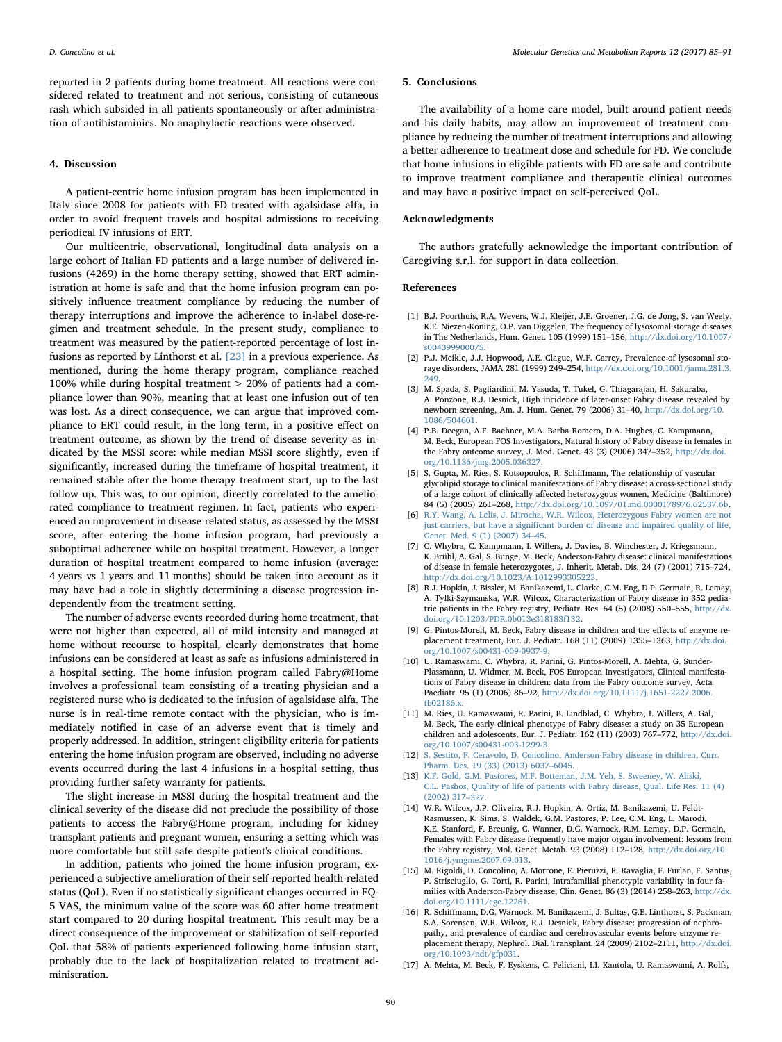reported in 2 patients during home treatment. All reactions were considered related to treatment and not serious, consisting of cutaneous rash which subsided in all patients spontaneously or after administration of antihistaminics. No anaphylactic reactions were observed.

## 4. Discussion

A patient-centric home infusion program has been implemented in Italy since 2008 for patients with FD treated with agalsidase alfa, in order to avoid frequent travels and hospital admissions to receiving periodical IV infusions of ERT.

Our multicentric, observational, longitudinal data analysis on a large cohort of Italian FD patients and a large number of delivered infusions (4269) in the home therapy setting, showed that ERT administration at home is safe and that the home infusion program can positively influence treatment compliance by reducing the number of therapy interruptions and improve the adherence to in-label dose-regimen and treatment schedule. In the present study, compliance to treatment was measured by the patient-reported percentage of lost infusions as reported by Linthorst et al. [23] in a previous experience. As mentioned, during the home therapy program, compliance reached 100% while during hospital treatment > 20% of patients had a compliance lower than 90%, meaning that at least one infusion out of ten was lost. As a direct consequence, we can argue that improved compliance to ERT could result, in the long term, in a positive effect on treatment outcome, as shown by the trend of disease severity as indicated by the MSSI score: while median MSSI score slightly, even if significantly, increased during the timeframe of hospital treatment, it remained stable after the home therapy treatment start, up to the last follow up. This was, to our opinion, directly correlated to the ameliorated compliance to treatment regimen. In fact, patients who experienced an improvement in disease-related status, as assessed by the MSSI score, after entering the home infusion program, had previously a suboptimal adherence while on hospital treatment. However, a longer duration of hospital treatment compared to home infusion (average: 4 years vs 1 years and 11 months) should be taken into account as it may have had a role in slightly determining a disease progression independently from the treatment setting.

The number of adverse events recorded during home treatment, that were not higher than expected, all of mild intensity and managed at home without recourse to hospital, clearly demonstrates that home infusions can be considered at least as safe as infusions administered in a hospital setting. The home infusion program called Fabry@Home involves a professional team consisting of a treating physician and a registered nurse who is dedicated to the infusion of agalsidase alfa. The nurse is in real-time remote contact with the physician, who is immediately notified in case of an adverse event that is timely and properly addressed. In addition, stringent eligibility criteria for patients entering the home infusion program are observed, including no adverse events occurred during the last 4 infusions in a hospital setting, thus providing further safety warranty for patients.

The slight increase in MSSI during the hospital treatment and the clinical severity of the disease did not preclude the possibility of those patients to access the Fabry@Home program, including for kidney transplant patients and pregnant women, ensuring a setting which was more comfortable but still safe despite patient's clinical conditions.

In addition, patients who joined the home infusion program, experienced a subjective amelioration of their self-reported health-related status (QoL). Even if no statistically significant changes occurred in EQ-5 VAS, the minimum value of the score was 60 after home treatment start compared to 20 during hospital treatment. This result may be a direct consequence of the improvement or stabilization of self-reported QoL that 58% of patients experienced following home infusion start, probably due to the lack of hospitalization related to treatment administration.

## 5. Conclusions

The availability of a home care model, built around patient needs and his daily habits, may allow an improvement of treatment compliance by reducing the number of treatment interruptions and allowing a better adherence to treatment dose and schedule for FD. We conclude that home infusions in eligible patients with FD are safe and contribute to improve treatment compliance and therapeutic clinical outcomes and may have a positive impact on self-perceived QoL.

## Acknowledgments

The authors gratefully acknowledge the important contribution of Caregiving s.r.l. for support in data collection.

## References

[1] B.J. Poorthuis, R.A. Wevers, W.J. Kleijer, J.E. Groener, J.G. de Jong, S. van Weely, K.E. Niezen-Koning, O.P. van Diggelen, The frequency of lysosomal storage diseases in The Netherlands, Hum. Genet. 105 (1999) 151–156, http://dx.doi.org/10.1007/s004399900075.

[2] P.J. Meikle, J.J. Hopwood, A.E. Clague, W.F. Carrey, Prevalence of lysosomal storage disorders, JAMA 281 (1999) 249–254, http://dx.doi.org/10.1001/jama.281.3.249.

[3] M. Spada, S. Pagliardini, M. Yasuda, T. Tukel, G. Thiagarajan, H. Sakuraba, A. Ponzone, R.J. Desnick, High incidence of later-onset Fabry disease revealed by newborn screening, Am. J. Hum. Genet. 79 (2006) 31–40, http://dx.doi.org/10.1086/504601.

[4] P.B. Deegan, A.F. Baehner, M.A. Barba Romero, D.A. Hughes, C. Kampmann, M. Beck, European FOS Investigators, Natural history of Fabry disease in females in the Fabry outcome survey, J. Med. Genet. 43 (3) (2006) 347–352, http://dx.doi.org/10.1136/jmg.2005.036327.

[5] S. Gupta, M. Ries, S. Kotsopoulos, R. Schiffmann, The relationship of vascular glycolipid storage to clinical manifestations of Fabry disease: a cross-sectional study of a large cohort of clinically affected heterozygous women, Medicine (Baltimore) 84 (5) (2005) 261–268, http://dx.doi.org/10.1097/01.md.0000178976.62537.6b.

[6] R.Y. Wang, A. Lelis, J. Mirocha, W.R. Wilcox, Heterozygous Fabry women are not just carriers, but have a significant burden of disease and impaired quality of life, Genet. Med. 9 (1) (2007) 34–45.

[7] C. Whybra, C. Kampmann, I. Willers, J. Davies, B. Winchester, J. Kriegsmann, K. Brühl, A. Gal, S. Bunge, M. Beck, Anderson-Fabry disease: clinical manifestations of disease in female heterozygotes, J. Inherit. Metab. Dis. 24 (7) (2001) 715–724, http://dx.doi.org/10.1023/A:1012993305223.

[8] R.J. Hopkin, J. Bissler, M. Banikazemi, L. Clarke, C.M. Eng, D.P. Germain, R. Lemay, A. Tylki-Szymanska, W.R. Wilcox, Characterization of Fabry disease in 352 pediatric patients in the Fabry registry, Pediatr. Res. 64 (5) (2008) 550–555, http://dx.doi.org/10.1203/PDR.0b013e318183f132.

[9] G. Pintos-Morell, M. Beck, Fabry disease in children and the effects of enzyme replacement treatment, Eur. J. Pediatr. 168 (11) (2009) 1355–1363, http://dx.doi.org/10.1007/s00431-009-0937-9.

[10] U. Ramaswami, C. Whybra, R. Parini, G. Pintos-Morell, A. Mehta, G. Sunder-Plassmann, U. Widmer, M. Beck, FOS European Investigators, Clinical manifestations of Fabry disease in children: data from the Fabry outcome survey, Acta Paediatr. 95 (1) (2006) 86–92, http://dx.doi.org/10.1111/j.1651-2227.2006.tb02186.x.

[11] M. Ries, U. Ramaswami, R. Parini, B. Lindblad, C. Whybra, I. Willers, A. Gal, M. Beck, The early clinical phenotype of Fabry disease: a study on 35 European children and adolescents, Eur. J. Pediatr. 162 (11) (2003) 767–772, http://dx.doi.org/10.1007/s00431-003-1299-3.

[12] S. Sestito, F. Ceravolo, D. Concolino, Anderson-Fabry disease in children, Curr. Pharm. Des. 19 (33) (2013) 6037–6045.

[13] K.F. Gold, G.M. Pastores, M.F. Botteman, J.M. Yeh, S. Sweeney, W. Aliski, C.L. Pashos, Quality of life of patients with Fabry disease, Qual. Life Res. 11 (4) (2002) 317–327.

[14] W.R. Wilcox, J.P. Oliveira, R.J. Hopkin, A. Ortiz, M. Banikazemi, U. Feldt-Rasmussen, K. Sims, S. Waldek, G.M. Pastores, P. Lee, C.M. Eng, L. Marodi, K.E. Stanford, F. Breunig, C. Wanner, D.G. Warnock, R.M. Lemay, D.P. Germain, Females with Fabry disease frequently have major organ involvement: lessons from the Fabry registry, Mol. Genet. Metab. 93 (2008) 112–128, http://dx.doi.org/10.1016/j.ymgme.2007.09.013.

[15] M. Rigoldi, D. Concolino, A. Morrone, F. Pieruzzi, R. Ravaglia, F. Furlan, F. Santus, P. Strisciuglio, G. Torti, R. Parini, Intrafamilial phenotypic variability in four families with Anderson-Fabry disease, Clin. Genet. 86 (3) (2014) 258–263, http://dx.doi.org/10.1111/cge.12261.

[16] R. Schiffmann, D.G. Warnock, M. Banikazemi, J. Bultas, G.E. Linthorst, S. Packman, S.A. Sorensen, W.R. Wilcox, R.J. Desnick, Fabry disease: progression of nephropathy, and prevalence of cardiac and cerebrovascular events before enzyme replacement therapy, Nephrol. Dial. Transplant. 24 (2009) 2102–2111, http://dx.doi.org/10.1093/ndt/gfp031.

[17] A. Mehta, M. Beck, F. Eyskens, C. Feliciani, I.I. Kantola, U. Ramaswami, A. Rolfs,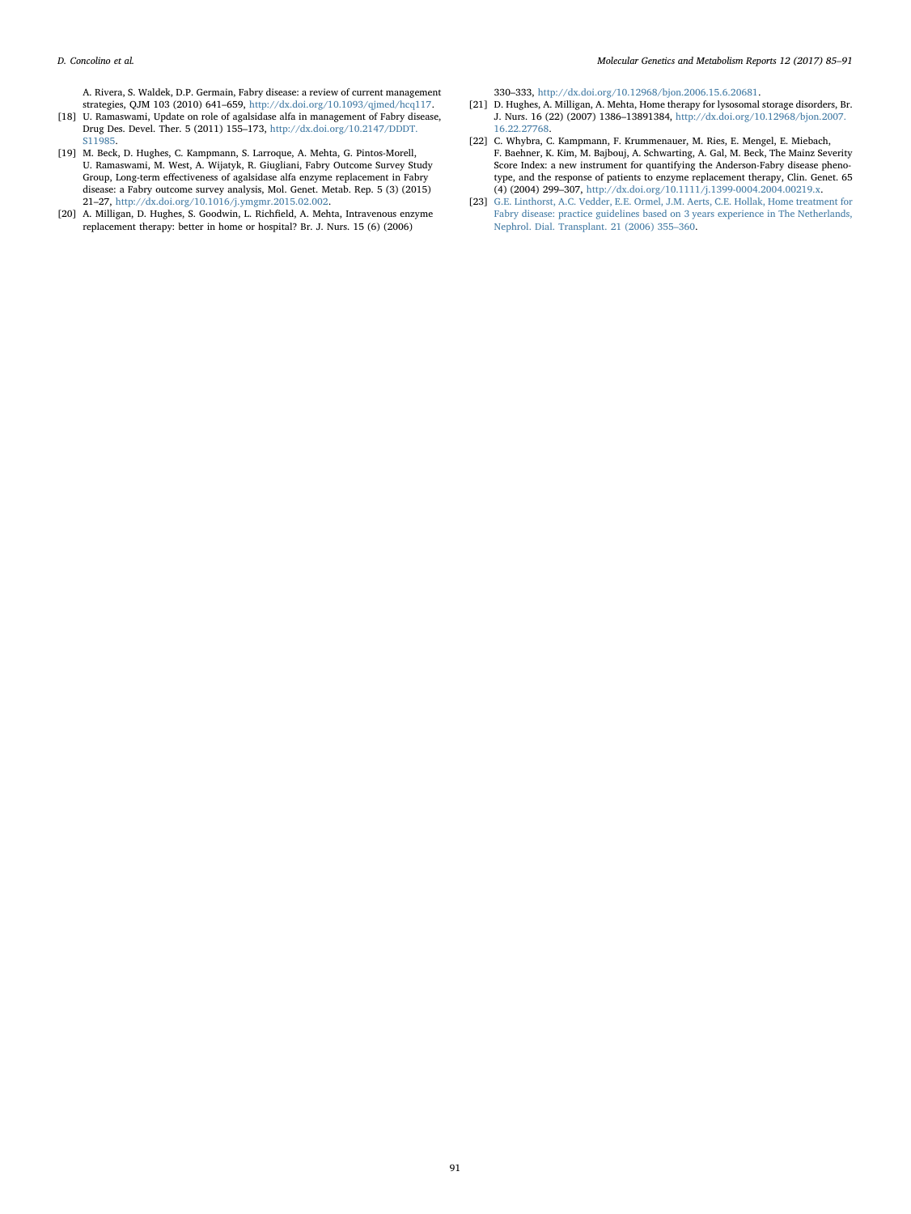A. Rivera, S. Waldek, D.P. Germain, Fabry disease: a review of current management strategies, QJM 103 (2010) 641–659, http://dx.doi.org/10.1093/qjmed/hcq117.

[18] U. Ramaswami, Update on role of agalsidase alfa in management of Fabry disease, Drug Des. Devel. Ther. 5 (2011) 155–173, http://dx.doi.org/10.2147/DDDT.S11985.

[19] M. Beck, D. Hughes, C. Kampmann, S. Larroque, A. Mehta, G. Pintos-Morell, U. Ramaswami, M. West, A. Wijatyk, R. Giugliani, Fabry Outcome Survey Study Group, Long-term effectiveness of agalsidase alfa enzyme replacement in Fabry disease: a Fabry outcome survey analysis, Mol. Genet. Metab. Rep. 5 (3) (2015) 21–27, http://dx.doi.org/10.1016/j.ymgmr.2015.02.002.

[20] A. Milligan, D. Hughes, S. Goodwin, L. Richfield, A. Mehta, Intravenous enzyme replacement therapy: better in home or hospital? Br. J. Nurs. 15 (6) (2006) 330–333, http://dx.doi.org/10.12968/bjon.2006.15.6.20681.

[21] D. Hughes, A. Milligan, A. Mehta, Home therapy for lysosomal storage disorders, Br. J. Nurs. 16 (22) (2007) 1386–13891384, http://dx.doi.org/10.12968/bjon.2007.16.22.27768.

[22] C. Whybra, C. Kampmann, F. Krummenauer, M. Ries, E. Mengel, E. Miebach, F. Baehner, K. Kim, M. Bajbouj, A. Schwarting, A. Gal, M. Beck, The Mainz Severity Score Index: a new instrument for quantifying the Anderson-Fabry disease phenotype, and the response of patients to enzyme replacement therapy, Clin. Genet. 65 (4) (2004) 299–307, http://dx.doi.org/10.1111/j.1399-0004.2004.00219.x.

[23] G.E. Linthorst, A.C. Vedder, E.E. Ormel, J.M. Aerts, C.E. Hollak, Home treatment for Fabry disease: practice guidelines based on 3 years experience in The Netherlands, Nephrol. Dial. Transplant. 21 (2006) 355–360.